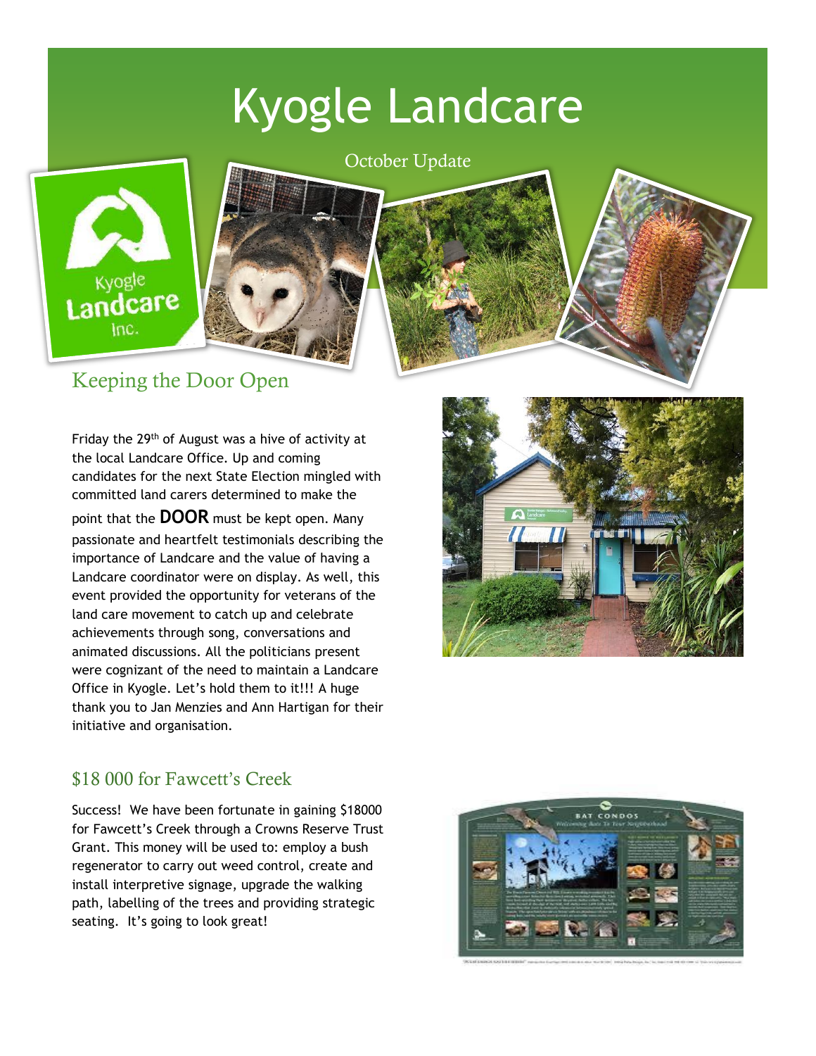# Kyogle Landcare

October Update

## Keeping the Door Open

Friday the 29th of August was a hive of activity at the local Landcare Office. Up and coming candidates for the next State Election mingled with committed land carers determined to make the point that the **DOOR** must be kept open. Many passionate and heartfelt testimonials describing the importance of Landcare and the value of having a Landcare coordinator were on display. As well, this event provided the opportunity for veterans of the land care movement to catch up and celebrate achievements through song, conversations and animated discussions. All the politicians present were cognizant of the need to maintain a Landcare Office in Kyogle. Let's hold them to it!!! A huge thank you to Jan Menzies and Ann Hartigan for their initiative and organisation.

## $18 000 for Fawcett's Creek

Success! We have been fortunate in gaining $18000 for Fawcett's Creek through a Crowns Reserve Trust Grant. This money will be used to: employ a bush regenerator to carry out weed control, create and install interpretive signage, upgrade the walking path, labelling of the trees and providing strategic seating. It's going to look great!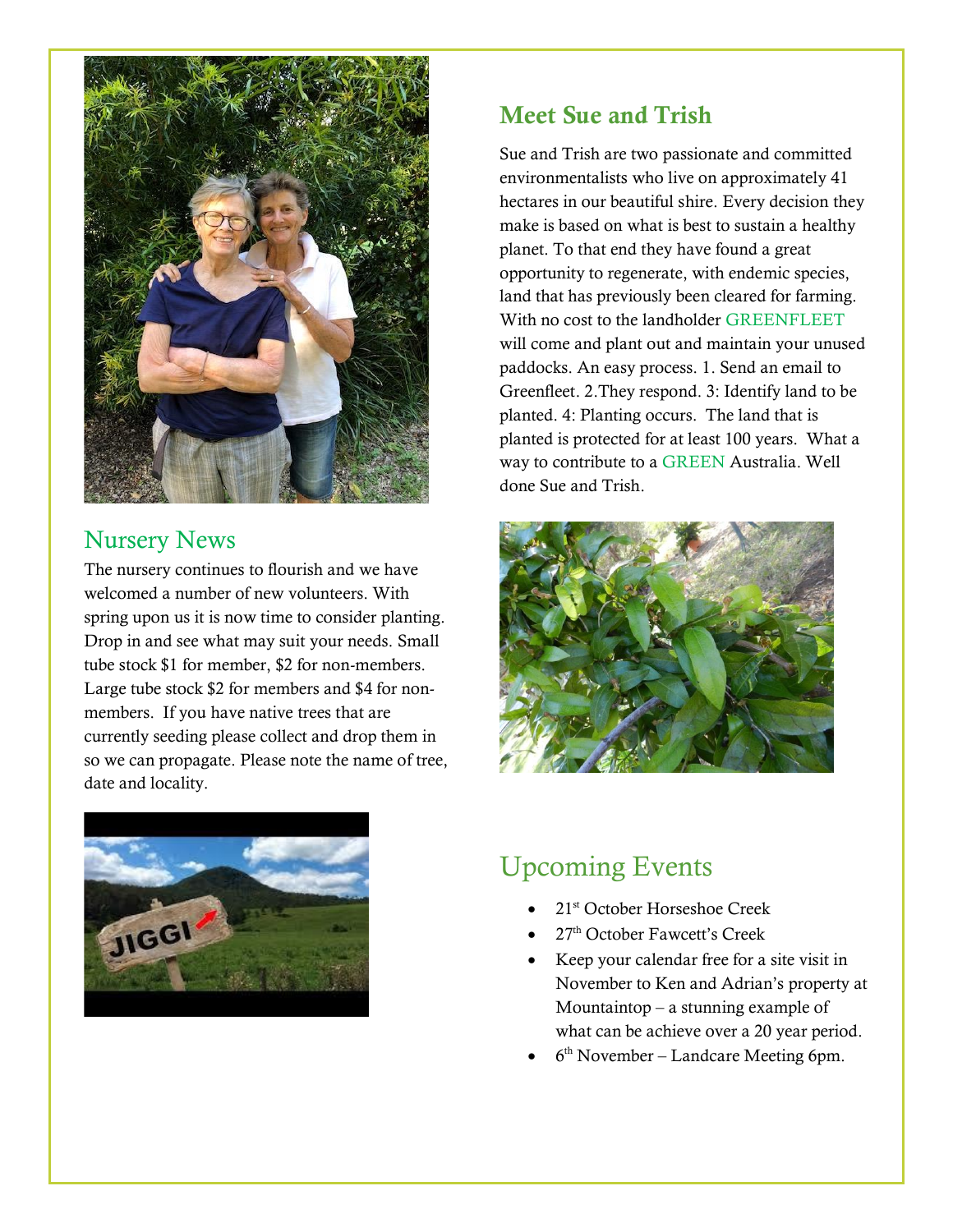## Meet Sue and Trish

Sue and Trish are two passionate and committed environmentalists who live on approximately 41 hectares in our beautiful shire. Every decision they make is based on what is best to sustain a healthy planet. To that end they have found a great opportunity to regenerate, with endemic species, land that has previously been cleared for farming. With no cost to the landholder GREENFLEET will come and plant out and maintain your unused paddocks. An easy process. 1. Send an email to Greenfleet. 2.They respond. 3: Identify land to be planted. 4: Planting occurs. The land that is planted is protected for at least 100 years. What a way to contribute to a GREEN Australia. Well done Sue and Trish.

## Nursery News

The nursery continues to flourish and we have welcomed a number of new volunteers. With spring upon us it is now time to consider planting. Drop in and see what may suit your needs. Small tube stock $1 for member, $2 for non-members. Large tube stock $2 for members and $4 for non-members. If you have native trees that are currently seeding please collect and drop them in so we can propagate. Please note the name of tree, date and locality.

## Upcoming Events

- 21st October Horseshoe Creek
- 27th October Fawcett's Creek
- Keep your calendar free for a site visit in November to Ken and Adrian's property at Mountaintop – a stunning example of what can be achieve over a 20 year period.
- 6th November – Landcare Meeting 6pm.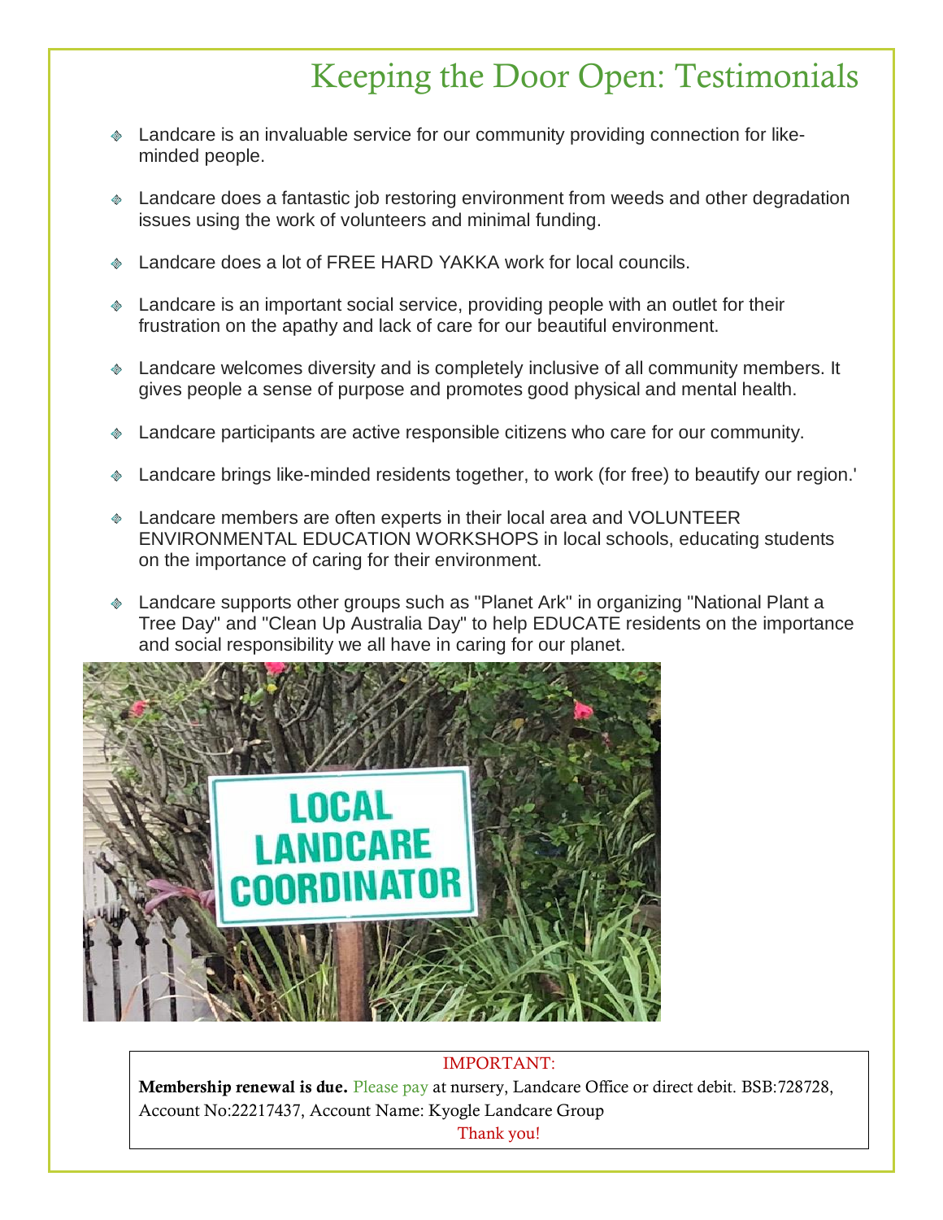# Keeping the Door Open: Testimonials

- Landcare is an invaluable service for our community providing connection for like-minded people.
- Landcare does a fantastic job restoring environment from weeds and other degradation issues using the work of volunteers and minimal funding.
- Landcare does a lot of FREE HARD YAKKA work for local councils.
- Landcare is an important social service, providing people with an outlet for their frustration on the apathy and lack of care for our beautiful environment.
- Landcare welcomes diversity and is completely inclusive of all community members. It gives people a sense of purpose and promotes good physical and mental health.
- Landcare participants are active responsible citizens who care for our community.
- Landcare brings like-minded residents together, to work (for free) to beautify our region.'
- Landcare members are often experts in their local area and VOLUNTEER ENVIRONMENTAL EDUCATION WORKSHOPS in local schools, educating students on the importance of caring for their environment.
- Landcare supports other groups such as "Planet Ark" in organizing "National Plant a Tree Day" and "Clean Up Australia Day" to help EDUCATE residents on the importance and social responsibility we all have in caring for our planet.

IMPORTANT:

**Membership renewal is due.** Please pay at nursery, Landcare Office or direct debit. BSB:728728, Account No:22217437, Account Name: Kyogle Landcare Group

Thank you!